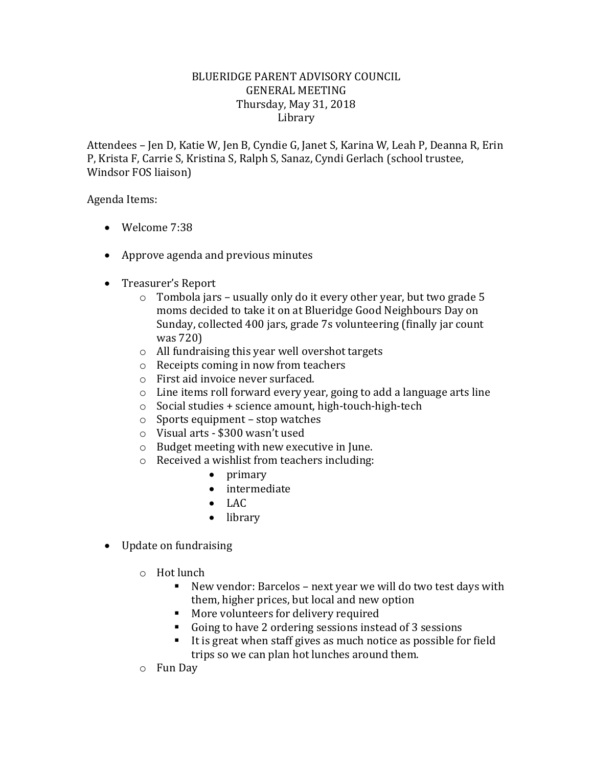# BLUERIDGE PARENT ADVISORY COUNCIL
## GENERAL MEETING
### Thursday, May 31, 2018
### Library

Attendees – Jen D, Katie W, Jen B, Cyndie G, Janet S, Karina W, Leah P, Deanna R, Erin P, Krista F, Carrie S, Kristina S, Ralph S, Sanaz, Cyndi Gerlach (school trustee, Windsor FOS liaison)

Agenda Items:

- Welcome 7:38
- Approve agenda and previous minutes
- Treasurer's Report
  - Tombola jars – usually only do it every other year, but two grade 5 moms decided to take it on at Blueridge Good Neighbours Day on Sunday, collected 400 jars, grade 7s volunteering (finally jar count was 720)
  - All fundraising this year well overshot targets
  - Receipts coming in now from teachers
  - First aid invoice never surfaced.
  - Line items roll forward every year, going to add a language arts line
  - Social studies + science amount, high-touch-high-tech
  - Sports equipment – stop watches
  - Visual arts - $300 wasn't used
  - Budget meeting with new executive in June.
  - Received a wishlist from teachers including:
    - primary
    - intermediate
    - LAC
    - library
- Update on fundraising
  - Hot lunch
    - New vendor: Barcelos – next year we will do two test days with them, higher prices, but local and new option
    - More volunteers for delivery required
    - Going to have 2 ordering sessions instead of 3 sessions
    - It is great when staff gives as much notice as possible for field trips so we can plan hot lunches around them.
  - Fun Day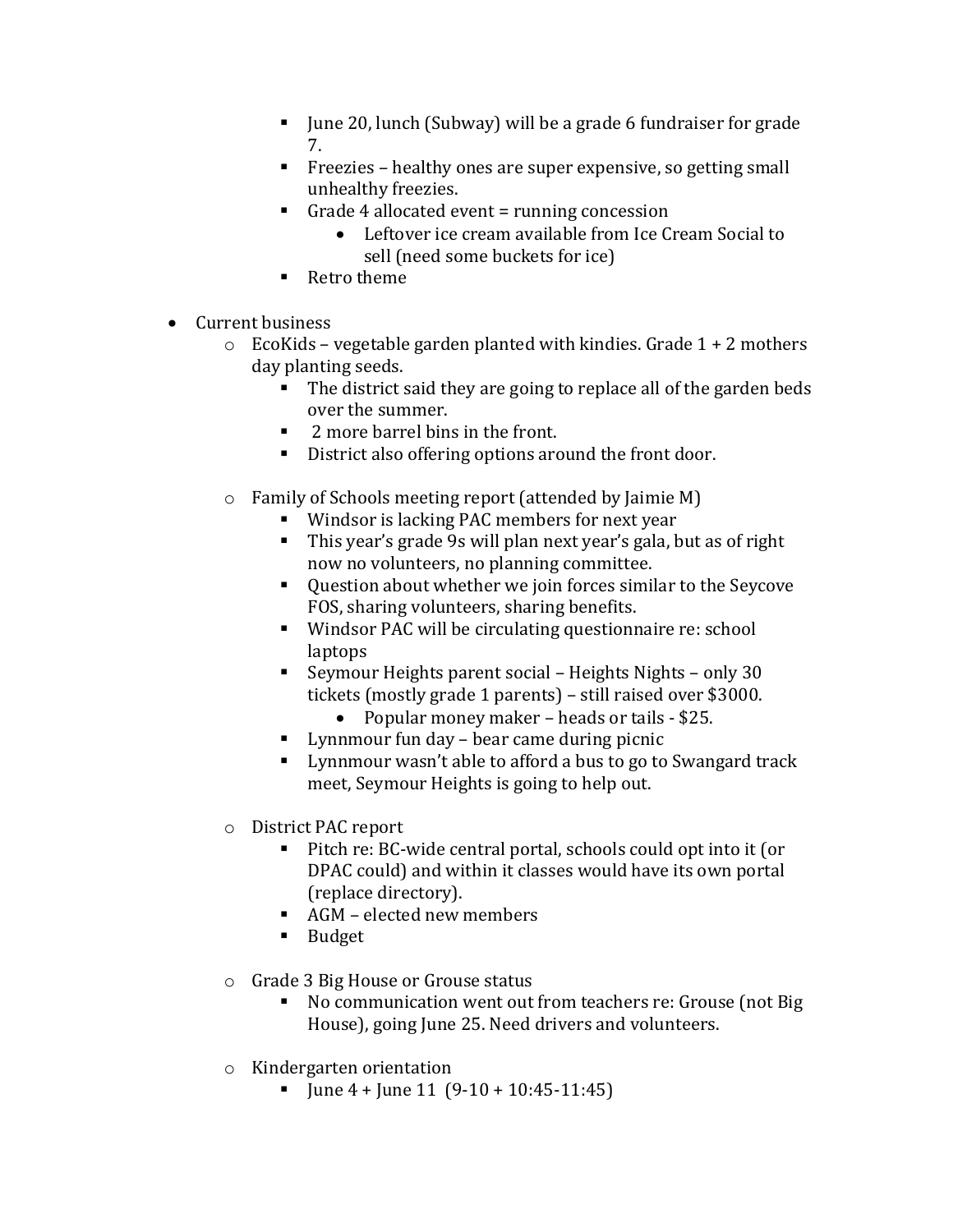- June 20, lunch (Subway) will be a grade 6 fundraiser for grade 7.
    - Freezies – healthy ones are super expensive, so getting small unhealthy freezies.
    - Grade 4 allocated event = running concession
      - Leftover ice cream available from Ice Cream Social to sell (need some buckets for ice)
    - Retro theme

- Current business
  - EcoKids – vegetable garden planted with kindies. Grade 1 + 2 mothers day planting seeds.
    - The district said they are going to replace all of the garden beds over the summer.
    - 2 more barrel bins in the front.
    - District also offering options around the front door.

  - Family of Schools meeting report (attended by Jaimie M)
    - Windsor is lacking PAC members for next year
    - This year's grade 9s will plan next year's gala, but as of right now no volunteers, no planning committee.
    - Question about whether we join forces similar to the Seycove FOS, sharing volunteers, sharing benefits.
    - Windsor PAC will be circulating questionnaire re: school laptops
    - Seymour Heights parent social – Heights Nights – only 30 tickets (mostly grade 1 parents) – still raised over $3000.
      - Popular money maker – heads or tails - $25.
    - Lynnmour fun day – bear came during picnic
    - Lynnmour wasn't able to afford a bus to go to Swangard track meet, Seymour Heights is going to help out.

  - District PAC report
    - Pitch re: BC-wide central portal, schools could opt into it (or DPAC could) and within it classes would have its own portal (replace directory).
    - AGM – elected new members
    - Budget

  - Grade 3 Big House or Grouse status
    - No communication went out from teachers re: Grouse (not Big House), going June 25. Need drivers and volunteers.

  - Kindergarten orientation
    - June 4 + June 11 (9-10 + 10:45-11:45)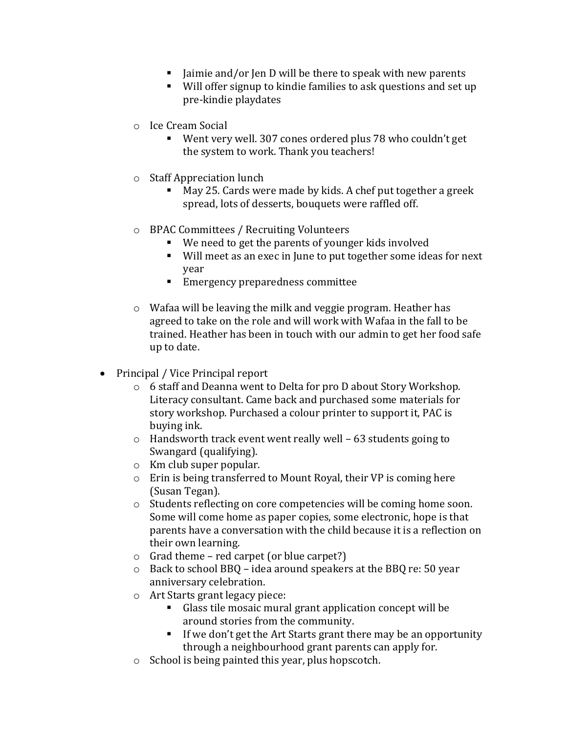- Jaimie and/or Jen D will be there to speak with new parents
        - Will offer signup to kindie families to ask questions and set up pre-kindie playdates

    - Ice Cream Social
        - Went very well. 307 cones ordered plus 78 who couldn't get the system to work. Thank you teachers!

    - Staff Appreciation lunch
        - May 25. Cards were made by kids. A chef put together a greek spread, lots of desserts, bouquets were raffled off.

    - BPAC Committees / Recruiting Volunteers
        - We need to get the parents of younger kids involved
        - Will meet as an exec in June to put together some ideas for next year
        - Emergency preparedness committee

    - Wafaa will be leaving the milk and veggie program. Heather has agreed to take on the role and will work with Wafaa in the fall to be trained. Heather has been in touch with our admin to get her food safe up to date.

- Principal / Vice Principal report
    - 6 staff and Deanna went to Delta for pro D about Story Workshop. Literacy consultant. Came back and purchased some materials for story workshop. Purchased a colour printer to support it, PAC is buying ink.
    - Handsworth track event went really well – 63 students going to Swangard (qualifying).
    - Km club super popular.
    - Erin is being transferred to Mount Royal, their VP is coming here (Susan Tegan).
    - Students reflecting on core competencies will be coming home soon. Some will come home as paper copies, some electronic, hope is that parents have a conversation with the child because it is a reflection on their own learning.
    - Grad theme – red carpet (or blue carpet?)
    - Back to school BBQ – idea around speakers at the BBQ re: 50 year anniversary celebration.
    - Art Starts grant legacy piece:
        - Glass tile mosaic mural grant application concept will be around stories from the community.
        - If we don't get the Art Starts grant there may be an opportunity through a neighbourhood grant parents can apply for.
    - School is being painted this year, plus hopscotch.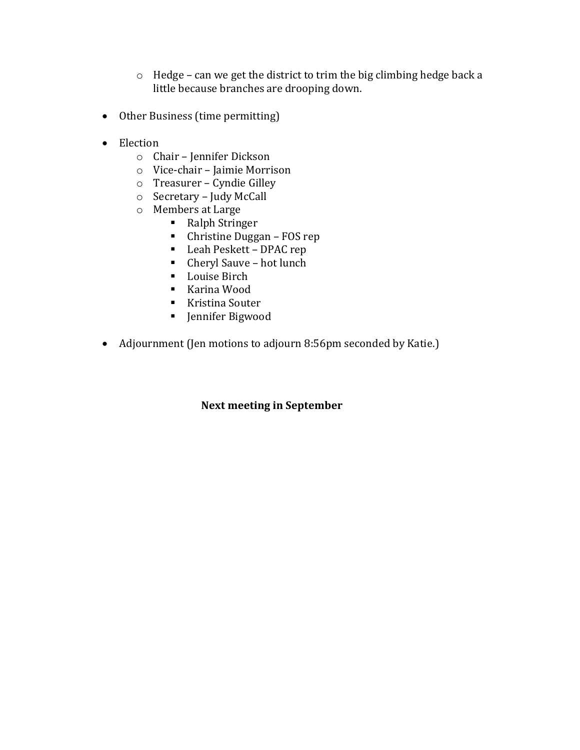- Hedge – can we get the district to trim the big climbing hedge back a little because branches are drooping down.

- Other Business (time permitting)

- Election
  - Chair – Jennifer Dickson
  - Vice-chair – Jaimie Morrison
  - Treasurer – Cyndie Gilley
  - Secretary – Judy McCall
  - Members at Large
    - Ralph Stringer
    - Christine Duggan – FOS rep
    - Leah Peskett – DPAC rep
    - Cheryl Sauve – hot lunch
    - Louise Birch
    - Karina Wood
    - Kristina Souter
    - Jennifer Bigwood

- Adjournment (Jen motions to adjourn 8:56pm seconded by Katie.)

**Next meeting in September**